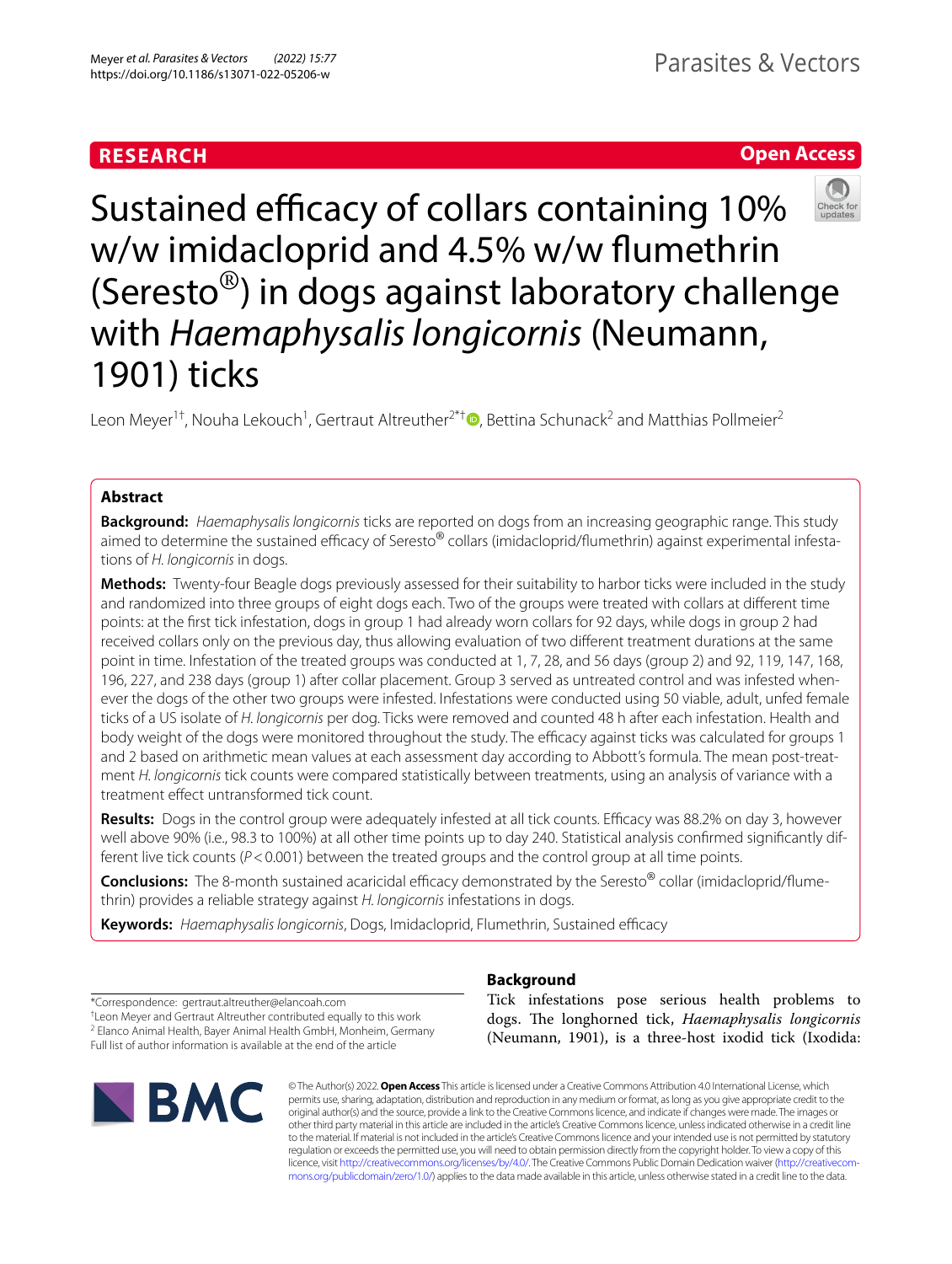RESEARCH

Open Access

# Sustained efficacy of collars containing 10% w/w imidacloprid and 4.5% w/w flumethrin (Seresto®) in dogs against laboratory challenge with *Haemaphysalis longicornis* (Neumann, 1901) ticks

Leon Meyer[1†], Nouha Lekouch[1], Gertraut Altreuther[2*†], Bettina Schunack[2] and Matthias Pollmeier[2]

## Abstract

**Background:** *Haemaphysalis longicornis* ticks are reported on dogs from an increasing geographic range. This study aimed to determine the sustained efficacy of Seresto® collars (imidacloprid/flumethrin) against experimental infestations of *H. longicornis* in dogs.

**Methods:** Twenty-four Beagle dogs previously assessed for their suitability to harbor ticks were included in the study and randomized into three groups of eight dogs each. Two of the groups were treated with collars at different time points: at the first tick infestation, dogs in group 1 had already worn collars for 92 days, while dogs in group 2 had received collars only on the previous day, thus allowing evaluation of two different treatment durations at the same point in time. Infestation of the treated groups was conducted at 1, 7, 28, and 56 days (group 2) and 92, 119, 147, 168, 196, 227, and 238 days (group 1) after collar placement. Group 3 served as untreated control and was infested whenever the dogs of the other two groups were infested. Infestations were conducted using 50 viable, adult, unfed female ticks of a US isolate of *H. longicornis* per dog. Ticks were removed and counted 48 h after each infestation. Health and body weight of the dogs were monitored throughout the study. The efficacy against ticks was calculated for groups 1 and 2 based on arithmetic mean values at each assessment day according to Abbott's formula. The mean post-treatment *H. longicornis* tick counts were compared statistically between treatments, using an analysis of variance with a treatment effect untransformed tick count.

**Results:** Dogs in the control group were adequately infested at all tick counts. Efficacy was 88.2% on day 3, however well above 90% (i.e., 98.3 to 100%) at all other time points up to day 240. Statistical analysis confirmed significantly different live tick counts ($P < 0.001$) between the treated groups and the control group at all time points.

**Conclusions:** The 8-month sustained acaricidal efficacy demonstrated by the Seresto® collar (imidacloprid/flumethrin) provides a reliable strategy against *H. longicornis* infestations in dogs.

**Keywords:** *Haemaphysalis longicornis*, Dogs, Imidacloprid, Flumethrin, Sustained efficacy

*Correspondence: gertraut.altreuther@elancoah.com
†Leon Meyer and Gertraut Altreuther contributed equally to this work
[2] Elanco Animal Health, Bayer Animal Health GmbH, Monheim, Germany
Full list of author information is available at the end of the article

## Background

Tick infestations pose serious health problems to dogs. The longhorned tick, *Haemaphysalis longicornis* (Neumann, 1901), is a three-host ixodid tick (Ixodida:

© The Author(s) 2022. **Open Access** This article is licensed under a Creative Commons Attribution 4.0 International License, which permits use, sharing, adaptation, distribution and reproduction in any medium or format, as long as you give appropriate credit to the original author(s) and the source, provide a link to the Creative Commons licence, and indicate if changes were made. The images or other third party material in this article are included in the article's Creative Commons licence, unless indicated otherwise in a credit line to the material. If material is not included in the article's Creative Commons licence and your intended use is not permitted by statutory regulation or exceeds the permitted use, you will need to obtain permission directly from the copyright holder. To view a copy of this licence, visit http://creativecommons.org/licenses/by/4.0/. The Creative Commons Public Domain Dedication waiver (http://creativecommons.org/publicdomain/zero/1.0/) applies to the data made available in this article, unless otherwise stated in a credit line to the data.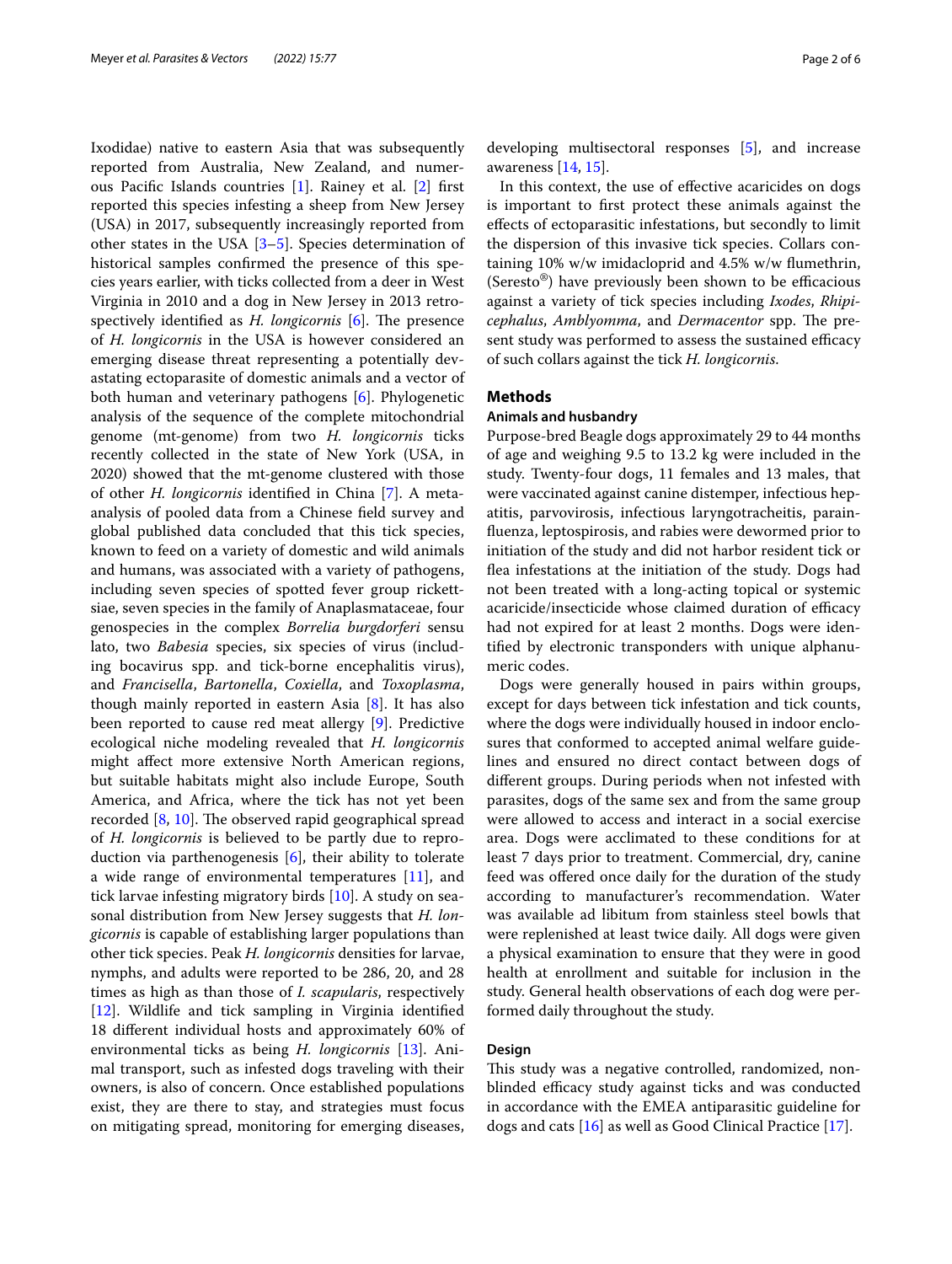Ixodidae) native to eastern Asia that was subsequently reported from Australia, New Zealand, and numerous Pacific Islands countries [1]. Rainey et al. [2] first reported this species infesting a sheep from New Jersey (USA) in 2017, subsequently increasingly reported from other states in the USA [3–5]. Species determination of historical samples confirmed the presence of this species years earlier, with ticks collected from a deer in West Virginia in 2010 and a dog in New Jersey in 2013 retrospectively identified as *H. longicornis* [6]. The presence of *H. longicornis* in the USA is however considered an emerging disease threat representing a potentially devastating ectoparasite of domestic animals and a vector of both human and veterinary pathogens [6]. Phylogenetic analysis of the sequence of the complete mitochondrial genome (mt-genome) from two *H. longicornis* ticks recently collected in the state of New York (USA, in 2020) showed that the mt-genome clustered with those of other *H. longicornis* identified in China [7]. A meta-analysis of pooled data from a Chinese field survey and global published data concluded that this tick species, known to feed on a variety of domestic and wild animals and humans, was associated with a variety of pathogens, including seven species of spotted fever group rickettsiae, seven species in the family of Anaplasmataceae, four genospecies in the complex *Borrelia burgdorferi* sensu lato, two *Babesia* species, six species of virus (including bocavirus spp. and tick-borne encephalitis virus), and *Francisella*, *Bartonella*, *Coxiella*, and *Toxoplasma*, though mainly reported in eastern Asia [8]. It has also been reported to cause red meat allergy [9]. Predictive ecological niche modeling revealed that *H. longicornis* might affect more extensive North American regions, but suitable habitats might also include Europe, South America, and Africa, where the tick has not yet been recorded [8, 10]. The observed rapid geographical spread of *H. longicornis* is believed to be partly due to reproduction via parthenogenesis [6], their ability to tolerate a wide range of environmental temperatures [11], and tick larvae infesting migratory birds [10]. A study on seasonal distribution from New Jersey suggests that *H. longicornis* is capable of establishing larger populations than other tick species. Peak *H. longicornis* densities for larvae, nymphs, and adults were reported to be 286, 20, and 28 times as high as than those of *I. scapularis*, respectively [12]. Wildlife and tick sampling in Virginia identified 18 different individual hosts and approximately 60% of environmental ticks as being *H. longicornis* [13]. Animal transport, such as infested dogs traveling with their owners, is also of concern. Once established populations exist, they are there to stay, and strategies must focus on mitigating spread, monitoring for emerging diseases, developing multisectoral responses [5], and increase awareness [14, 15].

In this context, the use of effective acaricides on dogs is important to first protect these animals against the effects of ectoparasitic infestations, but secondly to limit the dispersion of this invasive tick species. Collars containing 10% w/w imidacloprid and 4.5% w/w flumethrin, (Seresto®) have previously been shown to be efficacious against a variety of tick species including *Ixodes*, *Rhipicephalus*, *Amblyomma*, and *Dermacentor* spp. The present study was performed to assess the sustained efficacy of such collars against the tick *H. longicornis.*

## Methods

### Animals and husbandry

Purpose-bred Beagle dogs approximately 29 to 44 months of age and weighing 9.5 to 13.2 kg were included in the study. Twenty-four dogs, 11 females and 13 males, that were vaccinated against canine distemper, infectious hepatitis, parvovirosis, infectious laryngotracheitis, parainfluenza, leptospirosis, and rabies were dewormed prior to initiation of the study and did not harbor resident tick or flea infestations at the initiation of the study. Dogs had not been treated with a long-acting topical or systemic acaricide/insecticide whose claimed duration of efficacy had not expired for at least 2 months. Dogs were identified by electronic transponders with unique alphanumeric codes.

Dogs were generally housed in pairs within groups, except for days between tick infestation and tick counts, where the dogs were individually housed in indoor enclosures that conformed to accepted animal welfare guidelines and ensured no direct contact between dogs of different groups. During periods when not infested with parasites, dogs of the same sex and from the same group were allowed to access and interact in a social exercise area. Dogs were acclimated to these conditions for at least 7 days prior to treatment. Commercial, dry, canine feed was offered once daily for the duration of the study according to manufacturer's recommendation. Water was available ad libitum from stainless steel bowls that were replenished at least twice daily. All dogs were given a physical examination to ensure that they were in good health at enrollment and suitable for inclusion in the study. General health observations of each dog were performed daily throughout the study.

### Design

This study was a negative controlled, randomized, non-blinded efficacy study against ticks and was conducted in accordance with the EMEA antiparasitic guideline for dogs and cats [16] as well as Good Clinical Practice [17].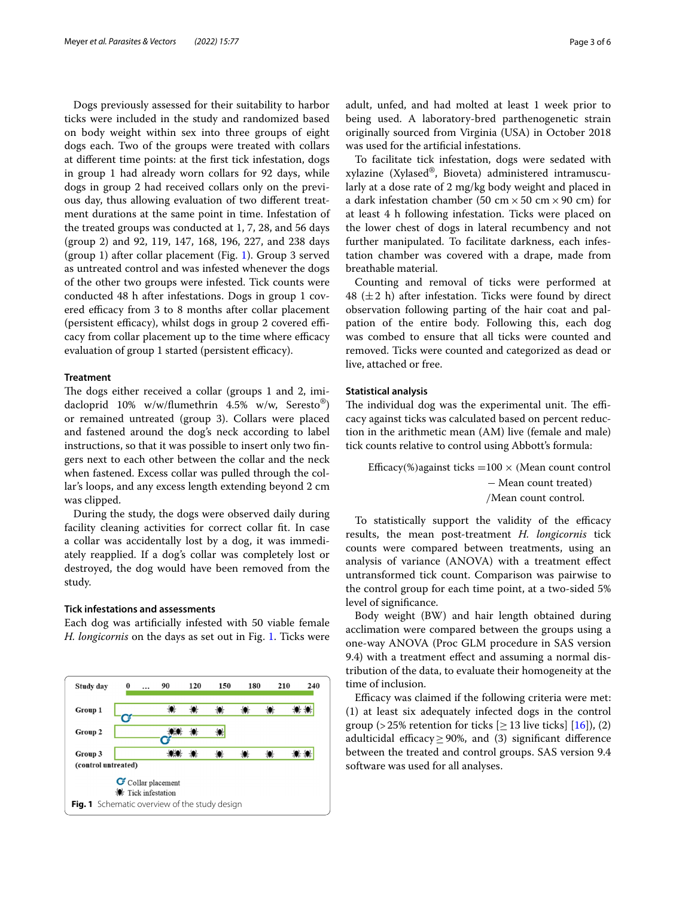Dogs previously assessed for their suitability to harbor ticks were included in the study and randomized based on body weight within sex into three groups of eight dogs each. Two of the groups were treated with collars at different time points: at the first tick infestation, dogs in group 1 had already worn collars for 92 days, while dogs in group 2 had received collars only on the previous day, thus allowing evaluation of two different treatment durations at the same point in time. Infestation of the treated groups was conducted at 1, 7, 28, and 56 days (group 2) and 92, 119, 147, 168, 196, 227, and 238 days (group 1) after collar placement (Fig. 1). Group 3 served as untreated control and was infested whenever the dogs of the other two groups were infested. Tick counts were conducted 48 h after infestations. Dogs in group 1 covered efficacy from 3 to 8 months after collar placement (persistent efficacy), whilst dogs in group 2 covered efficacy from collar placement up to the time where efficacy evaluation of group 1 started (persistent efficacy).

#### Treatment

The dogs either received a collar (groups 1 and 2, imidacloprid 10% w/w/flumethrin 4.5% w/w, Seresto®) or remained untreated (group 3). Collars were placed and fastened around the dog's neck according to label instructions, so that it was possible to insert only two fingers next to each other between the collar and the neck when fastened. Excess collar was pulled through the collar's loops, and any excess length extending beyond 2 cm was clipped.

During the study, the dogs were observed daily during facility cleaning activities for correct collar fit. In case a collar was accidentally lost by a dog, it was immediately reapplied. If a dog's collar was completely lost or destroyed, the dog would have been removed from the study.

#### Tick infestations and assessments

Each dog was artificially infested with 50 viable female *H. longicornis* on the days as set out in Fig. 1. Ticks were adult, unfed, and had molted at least 1 week prior to being used. A laboratory-bred parthenogenetic strain originally sourced from Virginia (USA) in October 2018 was used for the artificial infestations.

To facilitate tick infestation, dogs were sedated with xylazine (Xylased®, Bioveta) administered intramuscularly at a dose rate of 2 mg/kg body weight and placed in a dark infestation chamber (50 cm × 50 cm × 90 cm) for at least 4 h following infestation. Ticks were placed on the lower chest of dogs in lateral recumbency and not further manipulated. To facilitate darkness, each infestation chamber was covered with a drape, made from breathable material.

Counting and removal of ticks were performed at 48 (± 2 h) after infestation. Ticks were found by direct observation following parting of the hair coat and palpation of the entire body. Following this, each dog was combed to ensure that all ticks were counted and removed. Ticks were counted and categorized as dead or live, attached or free.

**Fig. 1** Schematic overview of the study design

#### Statistical analysis

The individual dog was the experimental unit. The efficacy against ticks was calculated based on percent reduction in the arithmetic mean (AM) live (female and male) tick counts relative to control using Abbott's formula:

$$\text{Efficacy(\%) against ticks} = 100 \times (\text{Mean count control} - \text{Mean count treated}) / \text{Mean count control}.$$

To statistically support the validity of the efficacy results, the mean post-treatment *H. longicornis* tick counts were compared between treatments, using an analysis of variance (ANOVA) with a treatment effect untransformed tick count. Comparison was pairwise to the control group for each time point, at a two-sided 5% level of significance.

Body weight (BW) and hair length obtained during acclimation were compared between the groups using a one-way ANOVA (Proc GLM procedure in SAS version 9.4) with a treatment effect and assuming a normal distribution of the data, to evaluate their homogeneity at the time of inclusion.

Efficacy was claimed if the following criteria were met: (1) at least six adequately infected dogs in the control group (> 25% retention for ticks [≥ 13 live ticks] [16]), (2) adulticidal efficacy ≥ 90%, and (3) significant difference between the treated and control groups. SAS version 9.4 software was used for all analyses.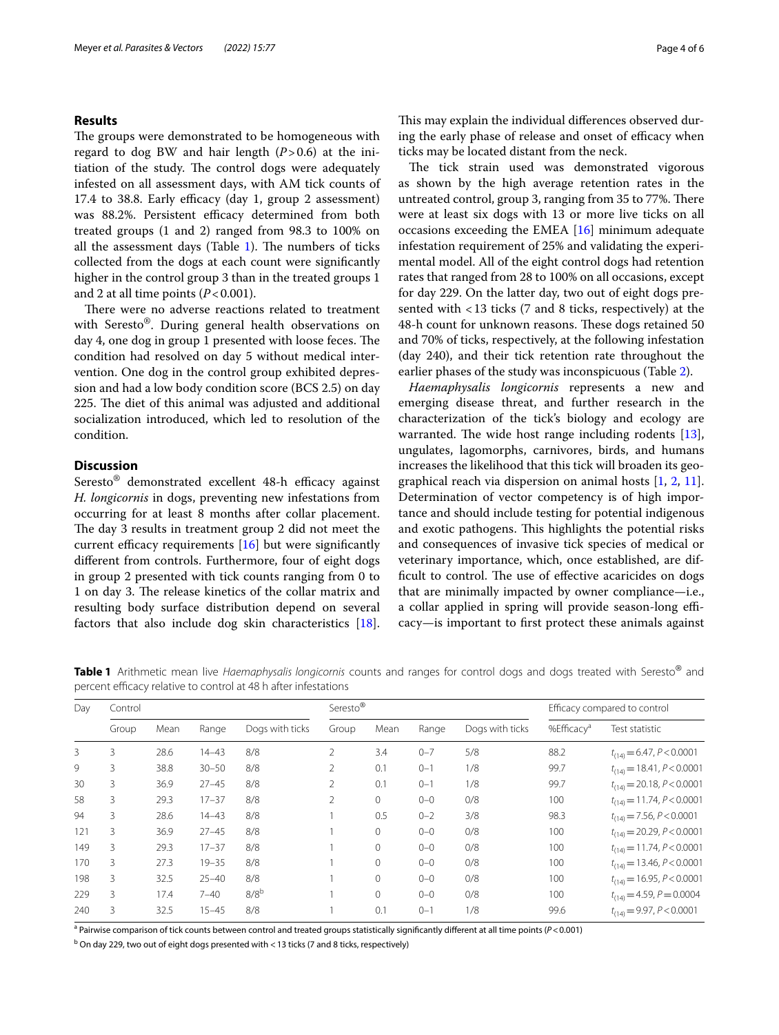## Results

The groups were demonstrated to be homogeneous with regard to dog BW and hair length ($P > 0.6$) at the initiation of the study. The control dogs were adequately infested on all assessment days, with AM tick counts of 17.4 to 38.8. Early efficacy (day 1, group 2 assessment) was 88.2%. Persistent efficacy determined from both treated groups (1 and 2) ranged from 98.3 to 100% on all the assessment days (Table 1). The numbers of ticks collected from the dogs at each count were significantly higher in the control group 3 than in the treated groups 1 and 2 at all time points ($P < 0.001$).

There were no adverse reactions related to treatment with Seresto®. During general health observations on day 4, one dog in group 1 presented with loose feces. The condition had resolved on day 5 without medical intervention. One dog in the control group exhibited depression and had a low body condition score (BCS 2.5) on day 225. The diet of this animal was adjusted and additional socialization introduced, which led to resolution of the condition.

## Discussion

Seresto® demonstrated excellent 48-h efficacy against *H. longicornis* in dogs, preventing new infestations from occurring for at least 8 months after collar placement. The day 3 results in treatment group 2 did not meet the current efficacy requirements [16] but were significantly different from controls. Furthermore, four of eight dogs in group 2 presented with tick counts ranging from 0 to 1 on day 3. The release kinetics of the collar matrix and resulting body surface distribution depend on several factors that also include dog skin characteristics [18]. This may explain the individual differences observed during the early phase of release and onset of efficacy when ticks may be located distant from the neck.

The tick strain used was demonstrated vigorous as shown by the high average retention rates in the untreated control, group 3, ranging from 35 to 77%. There were at least six dogs with 13 or more live ticks on all occasions exceeding the EMEA [16] minimum adequate infestation requirement of 25% and validating the experimental model. All of the eight control dogs had retention rates that ranged from 28 to 100% on all occasions, except for day 229. On the latter day, two out of eight dogs presented with < 13 ticks (7 and 8 ticks, respectively) at the 48-h count for unknown reasons. These dogs retained 50 and 70% of ticks, respectively, at the following infestation (day 240), and their tick retention rate throughout the earlier phases of the study was inconspicuous (Table 2).

*Haemaphysalis longicornis* represents a new and emerging disease threat, and further research in the characterization of the tick's biology and ecology are warranted. The wide host range including rodents [13], ungulates, lagomorphs, carnivores, birds, and humans increases the likelihood that this tick will broaden its geographical reach via dispersion on animal hosts [1, 2, 11]. Determination of vector competency is of high importance and should include testing for potential indigenous and exotic pathogens. This highlights the potential risks and consequences of invasive tick species of medical or veterinary importance, which, once established, are difficult to control. The use of effective acaricides on dogs that are minimally impacted by owner compliance—i.e., a collar applied in spring will provide season-long efficacy—is important to first protect these animals against

**Table 1** Arithmetic mean live *Haemaphysalis longicornis* counts and ranges for control dogs and dogs treated with Seresto® and percent efficacy relative to control at 48 h after infestations

| Day | Control | | | | Seresto® | | | | Efficacy compared to control | |
|---|---|---|---|---|---|---|---|---|---|---|
| | Group | Mean | Range | Dogs with ticks | Group | Mean | Range | Dogs with ticks | %Efficacy[a] | Test statistic |
| 3 | 3 | 28.6 | 14–43 | 8/8 | 2 | 3.4 | 0–7 | 5/8 | 88.2 | $t_{(14)} = 6.47$, $P < 0.0001$ |
| 9 | 3 | 38.8 | 30–50 | 8/8 | 2 | 0.1 | 0–1 | 1/8 | 99.7 | $t_{(14)} = 18.41$, $P < 0.0001$ |
| 30 | 3 | 36.9 | 27–45 | 8/8 | 2 | 0.1 | 0–1 | 1/8 | 99.7 | $t_{(14)} = 20.18$, $P < 0.0001$ |
| 58 | 3 | 29.3 | 17–37 | 8/8 | 2 | 0 | 0–0 | 0/8 | 100 | $t_{(14)} = 11.74$, $P < 0.0001$ |
| 94 | 3 | 28.6 | 14–43 | 8/8 | 1 | 0.5 | 0–2 | 3/8 | 98.3 | $t_{(14)} = 7.56$, $P < 0.0001$ |
| 121 | 3 | 36.9 | 27–45 | 8/8 | 1 | 0 | 0–0 | 0/8 | 100 | $t_{(14)} = 20.29$, $P < 0.0001$ |
| 149 | 3 | 29.3 | 17–37 | 8/8 | 1 | 0 | 0–0 | 0/8 | 100 | $t_{(14)} = 11.74$, $P < 0.0001$ |
| 170 | 3 | 27.3 | 19–35 | 8/8 | 1 | 0 | 0–0 | 0/8 | 100 | $t_{(14)} = 13.46$, $P < 0.0001$ |
| 198 | 3 | 32.5 | 25–40 | 8/8 | 1 | 0 | 0–0 | 0/8 | 100 | $t_{(14)} = 16.95$, $P < 0.0001$ |
| 229 | 3 | 17.4 | 7–40 | 8/8[b] | 1 | 0 | 0–0 | 0/8 | 100 | $t_{(14)} = 4.59$, $P = 0.0004$ |
| 240 | 3 | 32.5 | 15–45 | 8/8 | 1 | 0.1 | 0–1 | 1/8 | 99.6 | $t_{(14)} = 9.97$, $P < 0.0001$ |

[a] Pairwise comparison of tick counts between control and treated groups statistically significantly different at all time points ($P < 0.001$)

[b] On day 229, two out of eight dogs presented with < 13 ticks (7 and 8 ticks, respectively)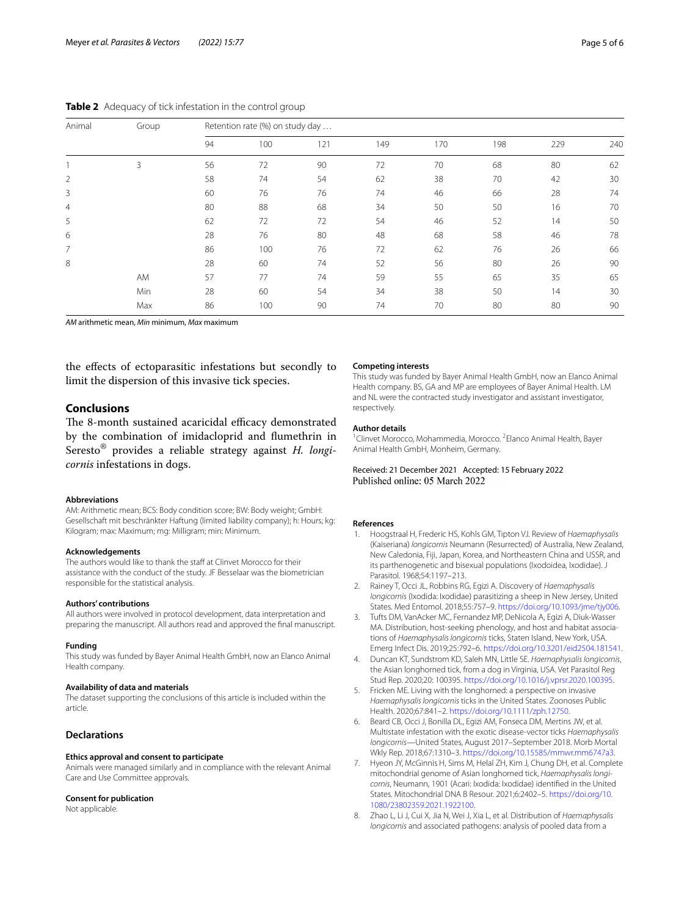**Table 2** Adequacy of tick infestation in the control group

| Animal | Group | Retention rate (%) on study day … | | | | | | | |
|---|---|---|---|---|---|---|---|---|---|
| | | 94 | 100 | 121 | 149 | 170 | 198 | 229 | 240 |
| 1 | 3 | 56 | 72 | 90 | 72 | 70 | 68 | 80 | 62 |
| 2 | | 58 | 74 | 54 | 62 | 38 | 70 | 42 | 30 |
| 3 | | 60 | 76 | 76 | 74 | 46 | 66 | 28 | 74 |
| 4 | | 80 | 88 | 68 | 34 | 50 | 50 | 16 | 70 |
| 5 | | 62 | 72 | 72 | 54 | 46 | 52 | 14 | 50 |
| 6 | | 28 | 76 | 80 | 48 | 68 | 58 | 46 | 78 |
| 7 | | 86 | 100 | 76 | 72 | 62 | 76 | 26 | 66 |
| 8 | | 28 | 60 | 74 | 52 | 56 | 80 | 26 | 90 |
| | AM | 57 | 77 | 74 | 59 | 55 | 65 | 35 | 65 |
| | Min | 28 | 60 | 54 | 34 | 38 | 50 | 14 | 30 |
| | Max | 86 | 100 | 90 | 74 | 70 | 80 | 80 | 90 |

*AM* arithmetic mean, *Min* minimum, *Max* maximum

the effects of ectoparasitic infestations but secondly to limit the dispersion of this invasive tick species.

## Conclusions

The 8-month sustained acaricidal efficacy demonstrated by the combination of imidacloprid and flumethrin in Seresto® provides a reliable strategy against *H. longicornis* infestations in dogs.

### Abbreviations

AM: Arithmetic mean; BCS: Body condition score; BW: Body weight; GmbH: Gesellschaft mit beschränkter Haftung (limited liability company); h: Hours; kg: Kilogram; max: Maximum; mg: Milligram; min: Minimum.

### Acknowledgements

The authors would like to thank the staff at Clinvet Morocco for their assistance with the conduct of the study. JF Besselaar was the biometrician responsible for the statistical analysis.

### Authors' contributions

All authors were involved in protocol development, data interpretation and preparing the manuscript. All authors read and approved the final manuscript.

### Funding

This study was funded by Bayer Animal Health GmbH, now an Elanco Animal Health company.

### Availability of data and materials

The dataset supporting the conclusions of this article is included within the article.

## Declarations

### Ethics approval and consent to participate

Animals were managed similarly and in compliance with the relevant Animal Care and Use Committee approvals.

### Consent for publication

Not applicable.

### Competing interests

This study was funded by Bayer Animal Health GmbH, now an Elanco Animal Health company. BS, GA and MP are employees of Bayer Animal Health. LM and NL were the contracted study investigator and assistant investigator, respectively.

### Author details

[1] Clinvet Morocco, Mohammedia, Morocco. [2] Elanco Animal Health, Bayer Animal Health GmbH, Monheim, Germany.

Received: 21 December 2021 Accepted: 15 February 2022
Published online: 05 March 2022

### References

1. Hoogstraal H, Frederic HS, Kohls GM, Tipton VJ. Review of *Haemaphysalis* (Kaiseriana) *longicornis* Neumann (Resurrected) of Australia, New Zealand, New Caledonia, Fiji, Japan, Korea, and Northeastern China and USSR, and its parthenogenetic and bisexual populations (Ixodoidea, Ixodidae). J Parasitol. 1968;54:1197–213.
2. Rainey T, Occi JL, Robbins RG, Egizi A. Discovery of *Haemaphysalis longicornis* (Ixodida: Ixodidae) parasitizing a sheep in New Jersey, United States. Med Entomol. 2018;55:757–9. https://doi.org/10.1093/jme/tjy006.
3. Tufts DM, VanAcker MC, Fernandez MP, DeNicola A, Egizi A, Diuk-Wasser MA. Distribution, host-seeking phenology, and host and habitat associations of *Haemaphysalis longicornis* ticks, Staten Island, New York, USA. Emerg Infect Dis. 2019;25:792–6. https://doi.org/10.3201/eid2504.181541.
4. Duncan KT, Sundstrom KD, Saleh MN, Little SE. *Haemaphysalis longicornis*, the Asian longhorned tick, from a dog in Virginia, USA. Vet Parasitol Reg Stud Rep. 2020;20: 100395. https://doi.org/10.1016/j.vprsr.2020.100395.
5. Fricken ME. Living with the longhorned: a perspective on invasive *Haemaphysalis longicornis* ticks in the United States. Zoonoses Public Health. 2020;67:841–2. https://doi.org/10.1111/zph.12750.
6. Beard CB, Occi J, Bonilla DL, Egizi AM, Fonseca DM, Mertins JW, et al. Multistate infestation with the exotic disease-vector ticks *Haemaphysalis longicornis*—United States, August 2017–September 2018. Morb Mortal Wkly Rep. 2018;67:1310–3. https://doi.org/10.15585/mmwr.mm6747a3.
7. Hyeon JY, McGinnis H, Sims M, Helal ZH, Kim J, Chung DH, et al. Complete mitochondrial genome of Asian longhorned tick, *Haemaphysalis longicornis*, Neumann, 1901 (Acari: Ixodida: Ixodidae) identified in the United States. Mitochondrial DNA B Resour. 2021;6:2402–5. https://doi.org/10.1080/23802359.2021.1922100.
8. Zhao L, Li J, Cui X, Jia N, Wei J, Xia L, et al. Distribution of *Haemaphysalis longicornis* and associated pathogens: analysis of pooled data from a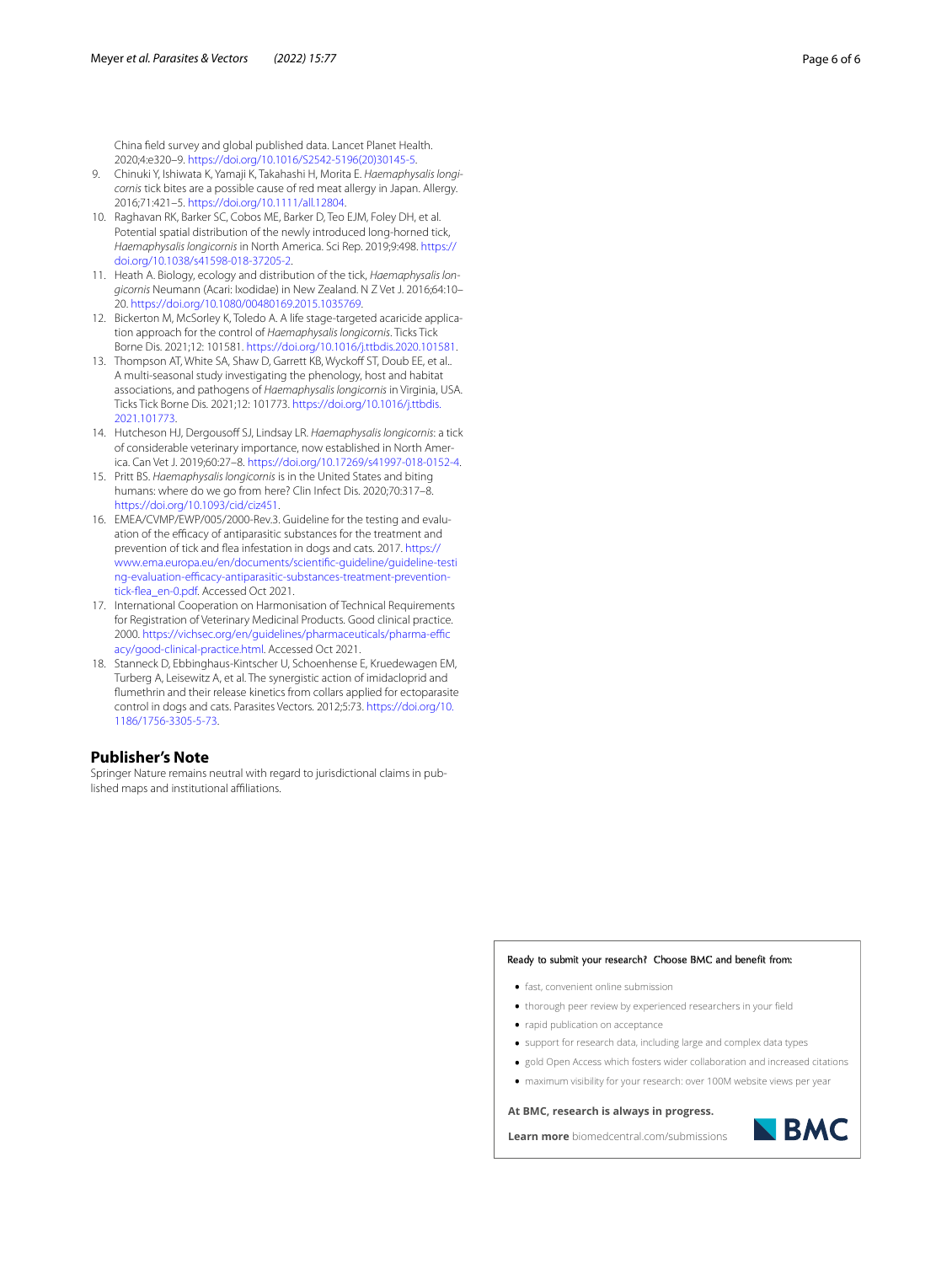China field survey and global published data. Lancet Planet Health. 2020;4:e320–9. https://doi.org/10.1016/S2542-5196(20)30145-5.

9. Chinuki Y, Ishiwata K, Yamaji K, Takahashi H, Morita E. *Haemaphysalis longicornis* tick bites are a possible cause of red meat allergy in Japan. Allergy. 2016;71:421–5. https://doi.org/10.1111/all.12804.
10. Raghavan RK, Barker SC, Cobos ME, Barker D, Teo EJM, Foley DH, et al. Potential spatial distribution of the newly introduced long-horned tick, *Haemaphysalis longicornis* in North America. Sci Rep. 2019;9:498. https://doi.org/10.1038/s41598-018-37205-2.
11. Heath A. Biology, ecology and distribution of the tick, *Haemaphysalis longicornis* Neumann (Acari: Ixodidae) in New Zealand. N Z Vet J. 2016;64:10–20. https://doi.org/10.1080/00480169.2015.1035769.
12. Bickerton M, McSorley K, Toledo A. A life stage-targeted acaricide application approach for the control of *Haemaphysalis longicornis*. Ticks Tick Borne Dis. 2021;12: 101581. https://doi.org/10.1016/j.ttbdis.2020.101581.
13. Thompson AT, White SA, Shaw D, Garrett KB, Wyckoff ST, Doub EE, et al.. A multi-seasonal study investigating the phenology, host and habitat associations, and pathogens of *Haemaphysalis longicornis* in Virginia, USA. Ticks Tick Borne Dis. 2021;12: 101773. https://doi.org/10.1016/j.ttbdis.2021.101773.
14. Hutcheson HJ, Dergousoff SJ, Lindsay LR. *Haemaphysalis longicornis*: a tick of considerable veterinary importance, now established in North America. Can Vet J. 2019;60:27–8. https://doi.org/10.17269/s41997-018-0152-4.
15. Pritt BS. *Haemaphysalis longicornis* is in the United States and biting humans: where do we go from here? Clin Infect Dis. 2020;70:317–8. https://doi.org/10.1093/cid/ciz451.
16. EMEA/CVMP/EWP/005/2000-Rev.3. Guideline for the testing and evaluation of the efficacy of antiparasitic substances for the treatment and prevention of tick and flea infestation in dogs and cats. 2017. https://www.ema.europa.eu/en/documents/scientific-guideline/guideline-testing-evaluation-efficacy-antiparasitic-substances-treatment-prevention-tick-flea_en-0.pdf. Accessed Oct 2021.
17. International Cooperation on Harmonisation of Technical Requirements for Registration of Veterinary Medicinal Products. Good clinical practice. 2000. https://vichsec.org/en/guidelines/pharmaceuticals/pharma-efficacy/good-clinical-practice.html. Accessed Oct 2021.
18. Stanneck D, Ebbinghaus-Kintscher U, Schoenhense E, Kruedewagen EM, Turberg A, Leisewitz A, et al. The synergistic action of imidacloprid and flumethrin and their release kinetics from collars applied for ectoparasite control in dogs and cats. Parasites Vectors. 2012;5:73. https://doi.org/10.1186/1756-3305-5-73.

## Publisher's Note

Springer Nature remains neutral with regard to jurisdictional claims in published maps and institutional affiliations.

Ready to submit your research? Choose BMC and benefit from:

- fast, convenient online submission
- thorough peer review by experienced researchers in your field
- rapid publication on acceptance
- support for research data, including large and complex data types
- gold Open Access which fosters wider collaboration and increased citations
- maximum visibility for your research: over 100M website views per year

**At BMC, research is always in progress.**

**Learn more** biomedcentral.com/submissions

BMC